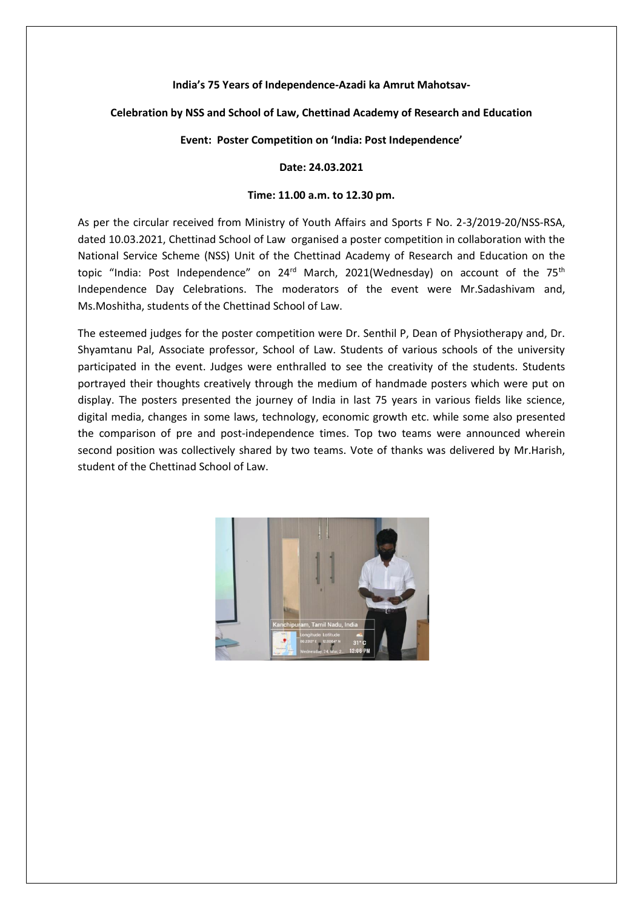**India's 75 Years of Independence-Azadi ka Amrut Mahotsav-**

**Celebration by NSS and School of Law, Chettinad Academy of Research and Education**

**Event: Poster Competition on 'India: Post Independence'**

**Date: 24.03.2021**

**Time: 11.00 a.m. to 12.30 pm.**

As per the circular received from Ministry of Youth Affairs and Sports F No. 2-3/2019-20/NSS-RSA, dated 10.03.2021, Chettinad School of Law organised a poster competition in collaboration with the National Service Scheme (NSS) Unit of the Chettinad Academy of Research and Education on the topic "India: Post Independence" on 24rd March, 2021(Wednesday) on account of the 75th Independence Day Celebrations. The moderators of the event were Mr.Sadashivam and, Ms.Moshitha, students of the Chettinad School of Law.

The esteemed judges for the poster competition were Dr. Senthil P, Dean of Physiotherapy and, Dr. Shyamtanu Pal, Associate professor, School of Law. Students of various schools of the university participated in the event. Judges were enthralled to see the creativity of the students. Students portrayed their thoughts creatively through the medium of handmade posters which were put on display. The posters presented the journey of India in last 75 years in various fields like science, digital media, changes in some laws, technology, economic growth etc. while some also presented the comparison of pre and post-independence times. Top two teams were announced wherein second position was collectively shared by two teams. Vote of thanks was delivered by Mr.Harish, student of the Chettinad School of Law.